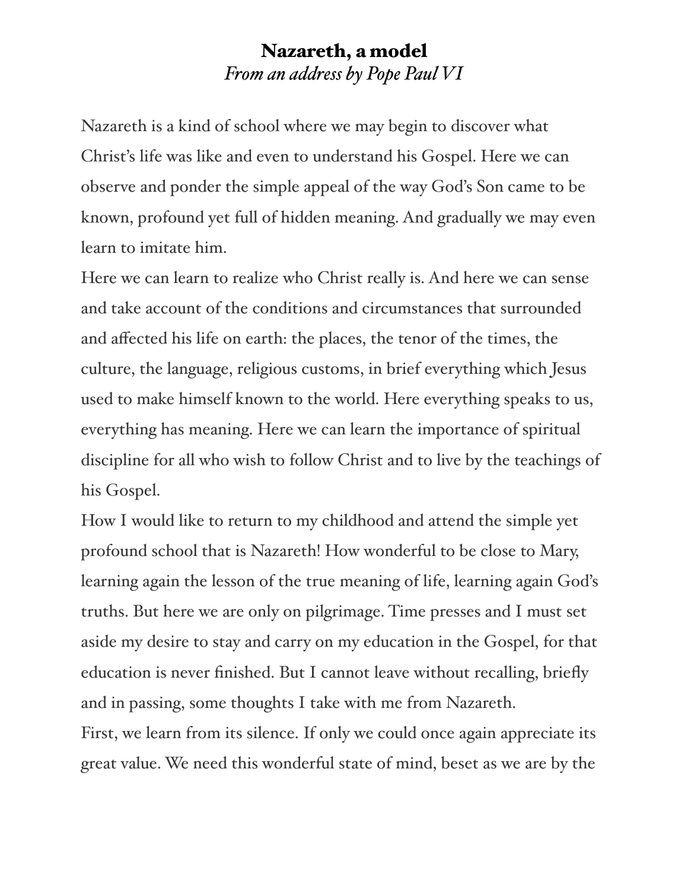# Nazareth, a model

*From an address by Pope Paul VI*

Nazareth is a kind of school where we may begin to discover what Christ's life was like and even to understand his Gospel. Here we can observe and ponder the simple appeal of the way God's Son came to be known, profound yet full of hidden meaning. And gradually we may even learn to imitate him.

Here we can learn to realize who Christ really is. And here we can sense and take account of the conditions and circumstances that surrounded and affected his life on earth: the places, the tenor of the times, the culture, the language, religious customs, in brief everything which Jesus used to make himself known to the world. Here everything speaks to us, everything has meaning. Here we can learn the importance of spiritual discipline for all who wish to follow Christ and to live by the teachings of his Gospel.

How I would like to return to my childhood and attend the simple yet profound school that is Nazareth! How wonderful to be close to Mary, learning again the lesson of the true meaning of life, learning again God's truths. But here we are only on pilgrimage. Time presses and I must set aside my desire to stay and carry on my education in the Gospel, for that education is never finished. But I cannot leave without recalling, briefly and in passing, some thoughts I take with me from Nazareth.

First, we learn from its silence. If only we could once again appreciate its great value. We need this wonderful state of mind, beset as we are by the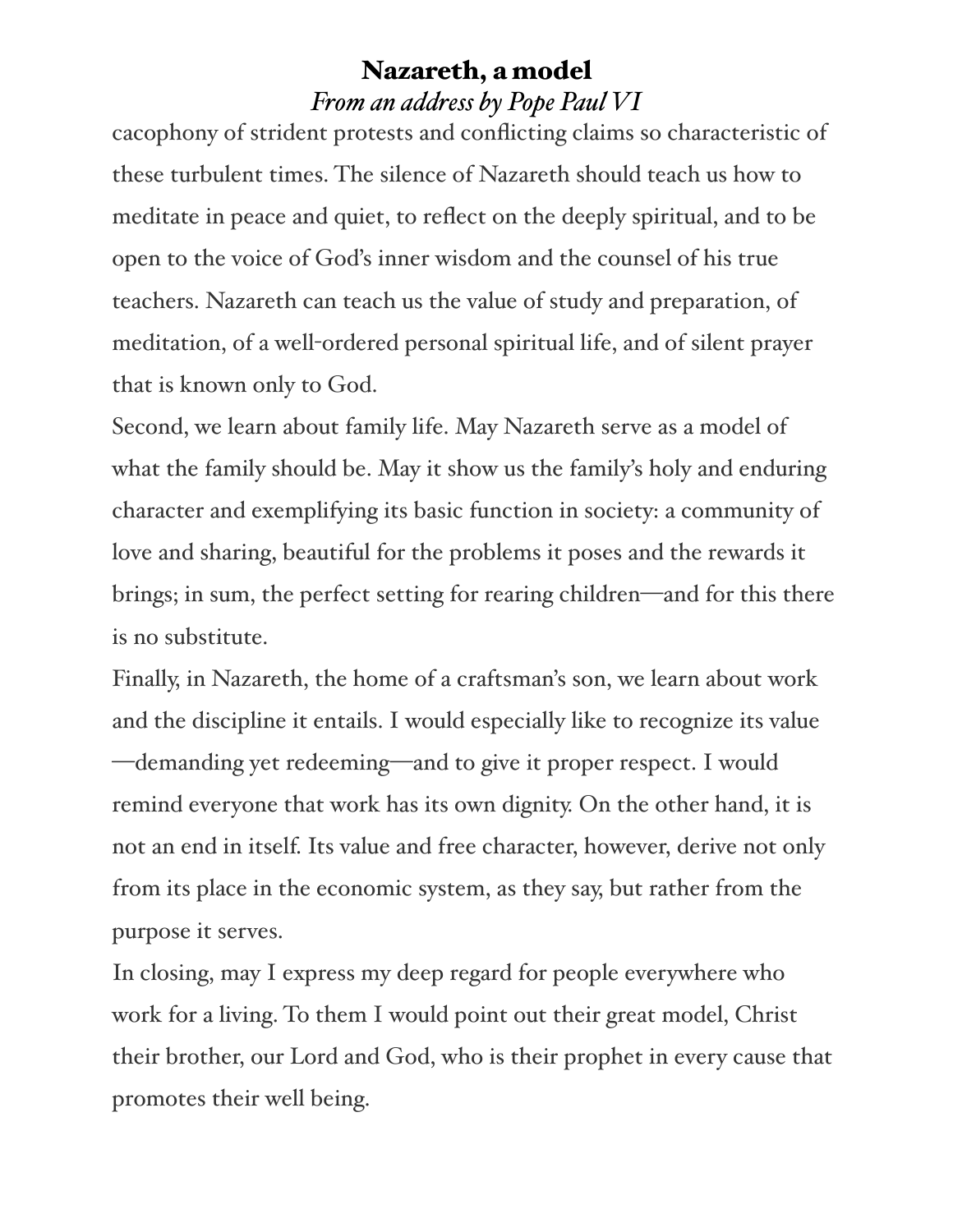cacophony of strident protests and conflicting claims so characteristic of these turbulent times. The silence of Nazareth should teach us how to meditate in peace and quiet, to reflect on the deeply spiritual, and to be open to the voice of God's inner wisdom and the counsel of his true teachers. Nazareth can teach us the value of study and preparation, of meditation, of a well-ordered personal spiritual life, and of silent prayer that is known only to God.

Second, we learn about family life. May Nazareth serve as a model of what the family should be. May it show us the family's holy and enduring character and exemplifying its basic function in society: a community of love and sharing, beautiful for the problems it poses and the rewards it brings; in sum, the perfect setting for rearing children—and for this there is no substitute.

Finally, in Nazareth, the home of a craftsman's son, we learn about work and the discipline it entails. I would especially like to recognize its value—demanding yet redeeming—and to give it proper respect. I would remind everyone that work has its own dignity. On the other hand, it is not an end in itself. Its value and free character, however, derive not only from its place in the economic system, as they say, but rather from the purpose it serves.

In closing, may I express my deep regard for people everywhere who work for a living. To them I would point out their great model, Christ their brother, our Lord and God, who is their prophet in every cause that promotes their well being.